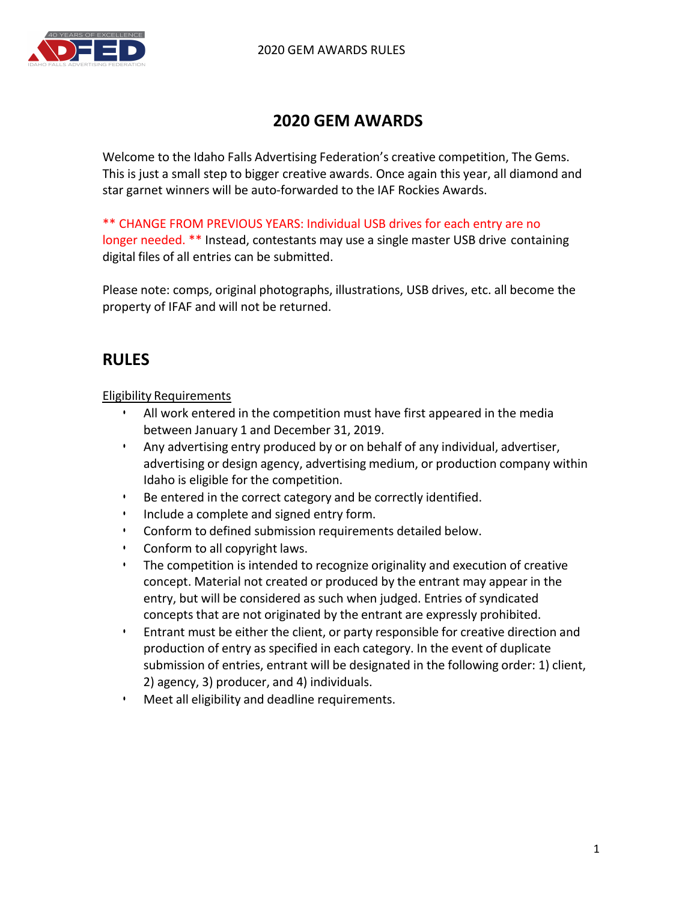# 2020 GEM AWARDS

Welcome to the Idaho Falls Advertising Federation's creative competition, The Gems. This is just a small step to bigger creative awards. Once again this year, all diamond and star garnet winners will be auto-forwarded to the IAF Rockies Awards.

** CHANGE FROM PREVIOUS YEARS: Individual USB drives for each entry are no longer needed. ** Instead, contestants may use a single master USB drive containing digital files of all entries can be submitted.

Please note: comps, original photographs, illustrations, USB drives, etc. all become the property of IFAF and will not be returned.

## RULES

Eligibility Requirements

- All work entered in the competition must have first appeared in the media between January 1 and December 31, 2019.
- Any advertising entry produced by or on behalf of any individual, advertiser, advertising or design agency, advertising medium, or production company within Idaho is eligible for the competition.
- Be entered in the correct category and be correctly identified.
- Include a complete and signed entry form.
- Conform to defined submission requirements detailed below.
- Conform to all copyright laws.
- The competition is intended to recognize originality and execution of creative concept. Material not created or produced by the entrant may appear in the entry, but will be considered as such when judged. Entries of syndicated concepts that are not originated by the entrant are expressly prohibited.
- Entrant must be either the client, or party responsible for creative direction and production of entry as specified in each category. In the event of duplicate submission of entries, entrant will be designated in the following order: 1) client, 2) agency, 3) producer, and 4) individuals.
- Meet all eligibility and deadline requirements.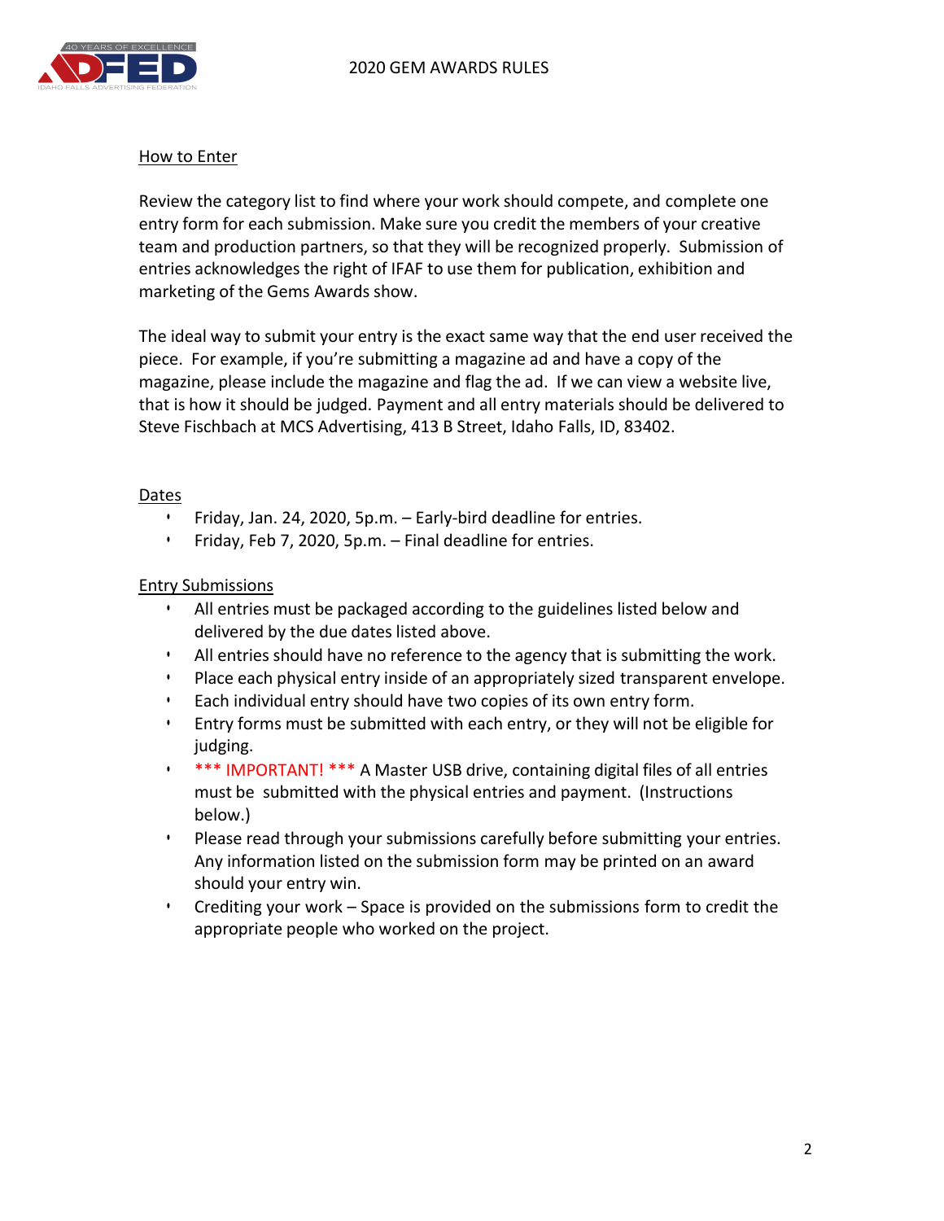## How to Enter

Review the category list to find where your work should compete, and complete one entry form for each submission. Make sure you credit the members of your creative team and production partners, so that they will be recognized properly. Submission of entries acknowledges the right of IFAF to use them for publication, exhibition and marketing of the Gems Awards show.

The ideal way to submit your entry is the exact same way that the end user received the piece. For example, if you're submitting a magazine ad and have a copy of the magazine, please include the magazine and flag the ad. If we can view a website live, that is how it should be judged. Payment and all entry materials should be delivered to Steve Fischbach at MCS Advertising, 413 B Street, Idaho Falls, ID, 83402.

## Dates

- Friday, Jan. 24, 2020, 5p.m. – Early-bird deadline for entries.
- Friday, Feb 7, 2020, 5p.m. – Final deadline for entries.

## Entry Submissions

- All entries must be packaged according to the guidelines listed below and delivered by the due dates listed above.
- All entries should have no reference to the agency that is submitting the work.
- Place each physical entry inside of an appropriately sized transparent envelope.
- Each individual entry should have two copies of its own entry form.
- Entry forms must be submitted with each entry, or they will not be eligible for judging.
- *** IMPORTANT! *** A Master USB drive, containing digital files of all entries must be submitted with the physical entries and payment. (Instructions below.)
- Please read through your submissions carefully before submitting your entries. Any information listed on the submission form may be printed on an award should your entry win.
- Crediting your work – Space is provided on the submissions form to credit the appropriate people who worked on the project.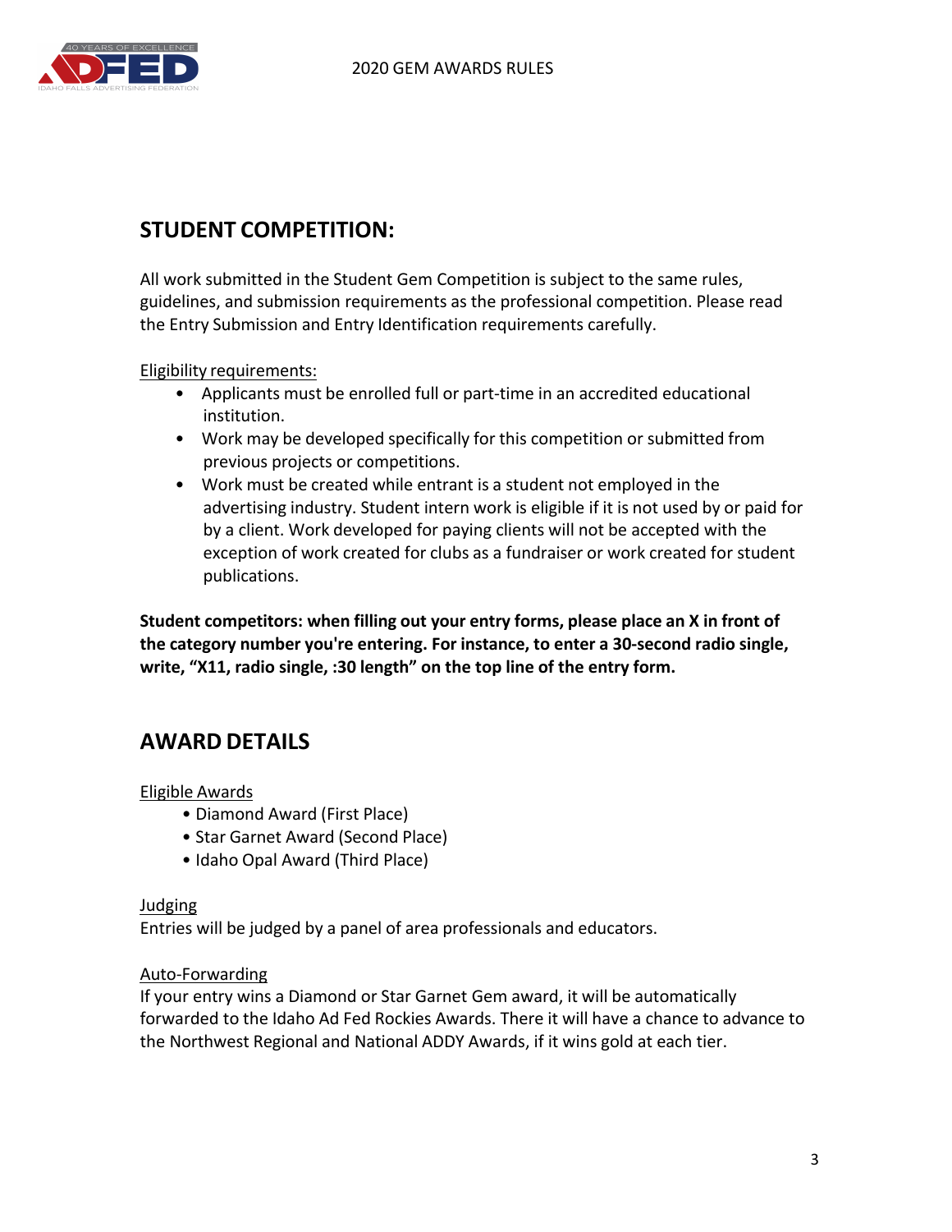## STUDENT COMPETITION:

All work submitted in the Student Gem Competition is subject to the same rules, guidelines, and submission requirements as the professional competition. Please read the Entry Submission and Entry Identification requirements carefully.

Eligibility requirements:

- Applicants must be enrolled full or part-time in an accredited educational institution.
- Work may be developed specifically for this competition or submitted from previous projects or competitions.
- Work must be created while entrant is a student not employed in the advertising industry. Student intern work is eligible if it is not used by or paid for by a client. Work developed for paying clients will not be accepted with the exception of work created for clubs as a fundraiser or work created for student publications.

**Student competitors: when filling out your entry forms, please place an X in front of the category number you're entering. For instance, to enter a 30-second radio single, write, "X11, radio single, :30 length" on the top line of the entry form.**

## AWARD DETAILS

Eligible Awards

- Diamond Award (First Place)
- Star Garnet Award (Second Place)
- Idaho Opal Award (Third Place)

Judging

Entries will be judged by a panel of area professionals and educators.

Auto-Forwarding

If your entry wins a Diamond or Star Garnet Gem award, it will be automatically forwarded to the Idaho Ad Fed Rockies Awards. There it will have a chance to advance to the Northwest Regional and National ADDY Awards, if it wins gold at each tier.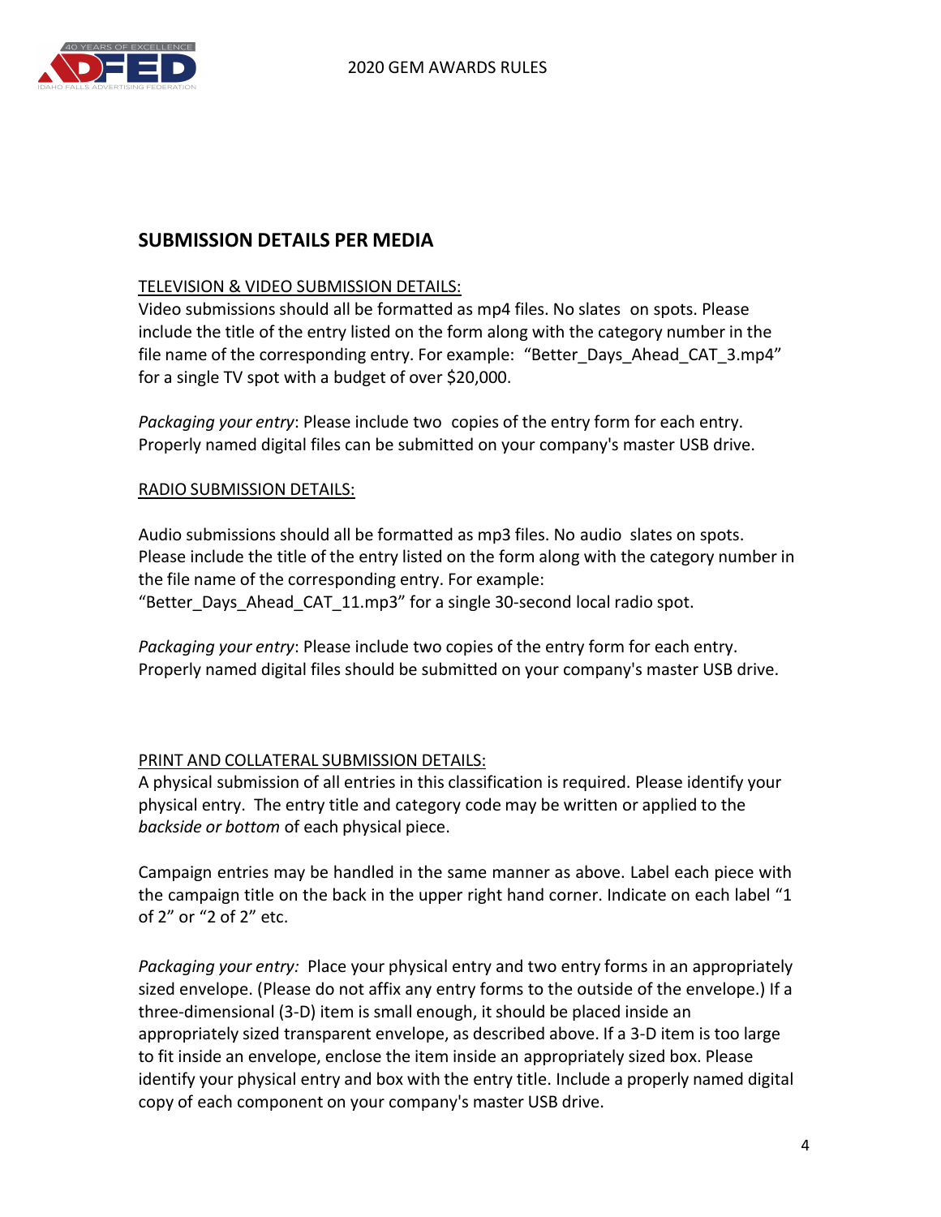## SUBMISSION DETAILS PER MEDIA

TELEVISION & VIDEO SUBMISSION DETAILS:

Video submissions should all be formatted as mp4 files. No slates on spots. Please include the title of the entry listed on the form along with the category number in the file name of the corresponding entry. For example: "Better_Days_Ahead_CAT_3.mp4" for a single TV spot with a budget of over $20,000.

*Packaging your entry*: Please include two copies of the entry form for each entry. Properly named digital files can be submitted on your company's master USB drive.

RADIO SUBMISSION DETAILS:

Audio submissions should all be formatted as mp3 files. No audio slates on spots. Please include the title of the entry listed on the form along with the category number in the file name of the corresponding entry. For example: "Better_Days_Ahead_CAT_11.mp3" for a single 30-second local radio spot.

*Packaging your entry*: Please include two copies of the entry form for each entry. Properly named digital files should be submitted on your company's master USB drive.

PRINT AND COLLATERAL SUBMISSION DETAILS:

A physical submission of all entries in this classification is required. Please identify your physical entry. The entry title and category code may be written or applied to the *backside or bottom* of each physical piece.

Campaign entries may be handled in the same manner as above. Label each piece with the campaign title on the back in the upper right hand corner. Indicate on each label "1 of 2" or "2 of 2" etc.

*Packaging your entry:* Place your physical entry and two entry forms in an appropriately sized envelope. (Please do not affix any entry forms to the outside of the envelope.) If a three-dimensional (3-D) item is small enough, it should be placed inside an appropriately sized transparent envelope, as described above. If a 3-D item is too large to fit inside an envelope, enclose the item inside an appropriately sized box. Please identify your physical entry and box with the entry title. Include a properly named digital copy of each component on your company's master USB drive.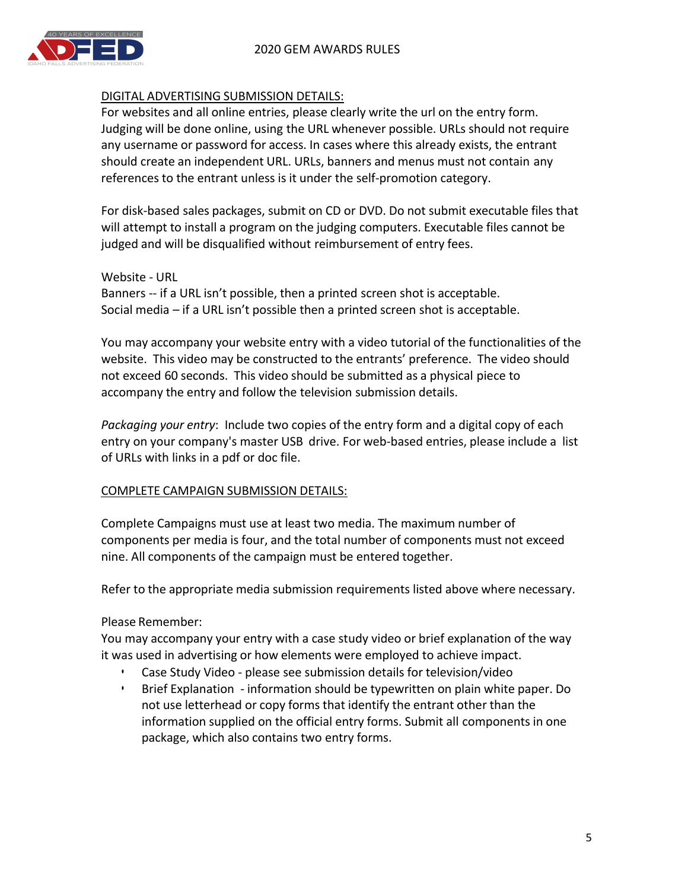DIGITAL ADVERTISING SUBMISSION DETAILS:

For websites and all online entries, please clearly write the url on the entry form. Judging will be done online, using the URL whenever possible. URLs should not require any username or password for access. In cases where this already exists, the entrant should create an independent URL. URLs, banners and menus must not contain any references to the entrant unless is it under the self-promotion category.

For disk-based sales packages, submit on CD or DVD. Do not submit executable files that will attempt to install a program on the judging computers. Executable files cannot be judged and will be disqualified without reimbursement of entry fees.

Website - URL
Banners -- if a URL isn't possible, then a printed screen shot is acceptable.
Social media – if a URL isn't possible then a printed screen shot is acceptable.

You may accompany your website entry with a video tutorial of the functionalities of the website. This video may be constructed to the entrants' preference. The video should not exceed 60 seconds. This video should be submitted as a physical piece to accompany the entry and follow the television submission details.

*Packaging your entry*: Include two copies of the entry form and a digital copy of each entry on your company's master USB drive. For web-based entries, please include a list of URLs with links in a pdf or doc file.

COMPLETE CAMPAIGN SUBMISSION DETAILS:

Complete Campaigns must use at least two media. The maximum number of components per media is four, and the total number of components must not exceed nine. All components of the campaign must be entered together.

Refer to the appropriate media submission requirements listed above where necessary.

Please Remember:
You may accompany your entry with a case study video or brief explanation of the way it was used in advertising or how elements were employed to achieve impact.

- Case Study Video - please see submission details for television/video
- Brief Explanation - information should be typewritten on plain white paper. Do not use letterhead or copy forms that identify the entrant other than the information supplied on the official entry forms. Submit all components in one package, which also contains two entry forms.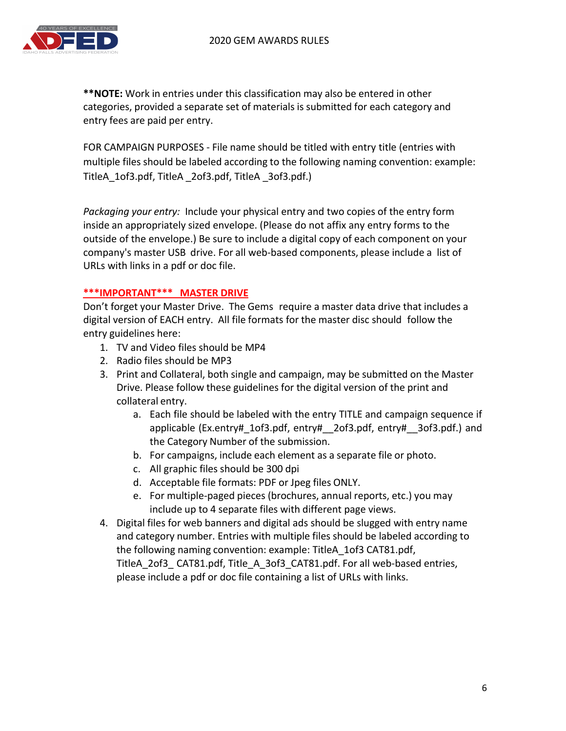**NOTE:** Work in entries under this classification may also be entered in other categories, provided a separate set of materials is submitted for each category and entry fees are paid per entry.

FOR CAMPAIGN PURPOSES - File name should be titled with entry title (entries with multiple files should be labeled according to the following naming convention: example: TitleA_1of3.pdf, TitleA _2of3.pdf, TitleA _3of3.pdf.)

*Packaging your entry:* Include your physical entry and two copies of the entry form inside an appropriately sized envelope. (Please do not affix any entry forms to the outside of the envelope.) Be sure to include a digital copy of each component on your company's master USB drive. For all web-based components, please include a list of URLs with links in a pdf or doc file.

**\*\*\*IMPORTANT\*\*\* MASTER DRIVE**

Don't forget your Master Drive. The Gems require a master data drive that includes a digital version of EACH entry. All file formats for the master disc should follow the entry guidelines here:

1. TV and Video files should be MP4
2. Radio files should be MP3
3. Print and Collateral, both single and campaign, may be submitted on the Master Drive. Please follow these guidelines for the digital version of the print and collateral entry.
   a. Each file should be labeled with the entry TITLE and campaign sequence if applicable (Ex.entry#_1of3.pdf, entry#__2of3.pdf, entry#__3of3.pdf.) and the Category Number of the submission.
   b. For campaigns, include each element as a separate file or photo.
   c. All graphic files should be 300 dpi
   d. Acceptable file formats: PDF or Jpeg files ONLY.
   e. For multiple-paged pieces (brochures, annual reports, etc.) you may include up to 4 separate files with different page views.
4. Digital files for web banners and digital ads should be slugged with entry name and category number. Entries with multiple files should be labeled according to the following naming convention: example: TitleA_1of3 CAT81.pdf, TitleA_2of3_ CAT81.pdf, Title_A_3of3_CAT81.pdf. For all web-based entries, please include a pdf or doc file containing a list of URLs with links.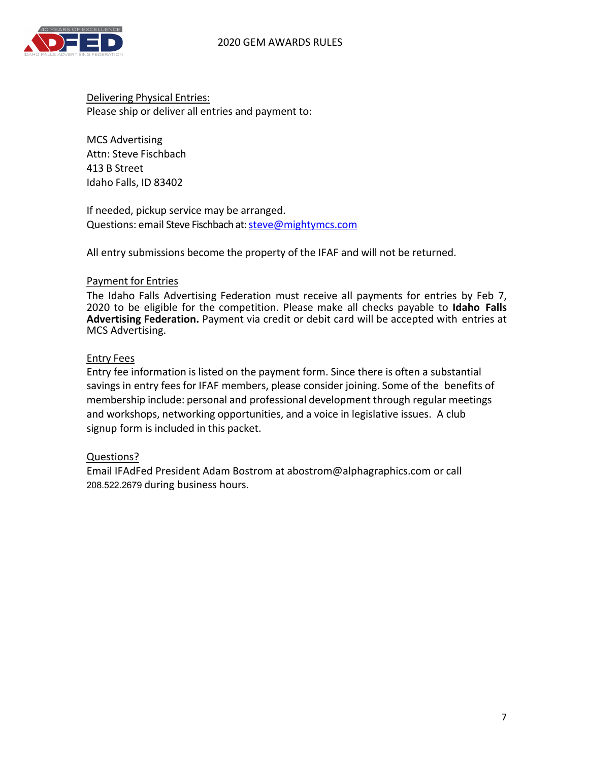Delivering Physical Entries:

Please ship or deliver all entries and payment to:

MCS Advertising
Attn: Steve Fischbach
413 B Street
Idaho Falls, ID 83402

If needed, pickup service may be arranged.
Questions: email Steve Fischbach at: steve@mightymcs.com

All entry submissions become the property of the IFAF and will not be returned.

Payment for Entries

The Idaho Falls Advertising Federation must receive all payments for entries by Feb 7, 2020 to be eligible for the competition. Please make all checks payable to **Idaho Falls Advertising Federation.** Payment via credit or debit card will be accepted with entries at MCS Advertising.

Entry Fees

Entry fee information is listed on the payment form. Since there is often a substantial savings in entry fees for IFAF members, please consider joining. Some of the benefits of membership include: personal and professional development through regular meetings and workshops, networking opportunities, and a voice in legislative issues. A club signup form is included in this packet.

Questions?

Email IFAdFed President Adam Bostrom at abostrom@alphagraphics.com or call 208.522.2679 during business hours.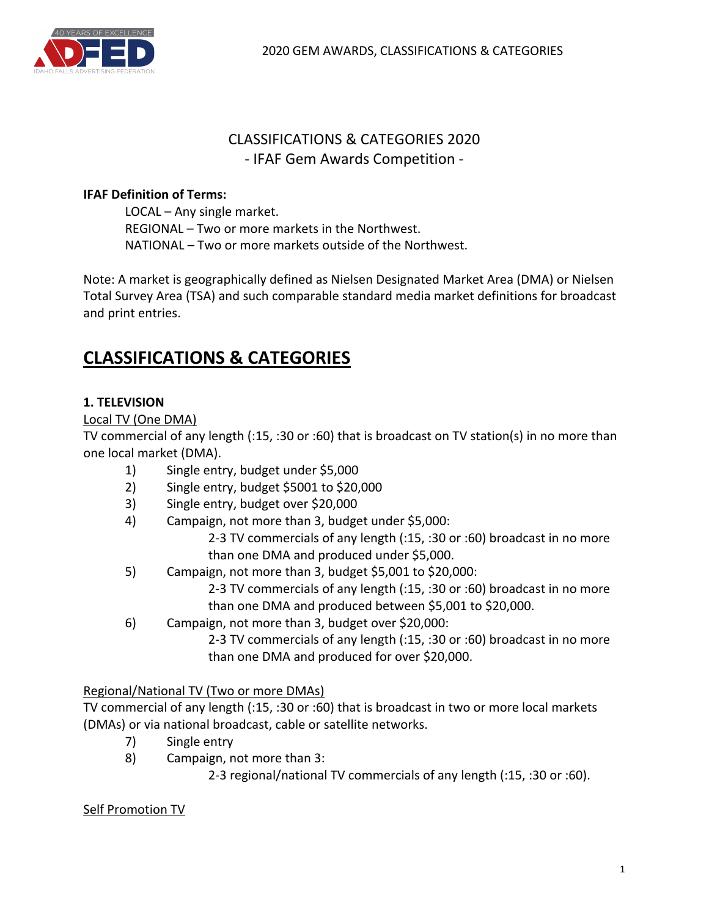# CLASSIFICATIONS & CATEGORIES 2020
## - IFAF Gem Awards Competition -

**IFAF Definition of Terms:**

LOCAL – Any single market.
REGIONAL – Two or more markets in the Northwest.
NATIONAL – Two or more markets outside of the Northwest.

Note: A market is geographically defined as Nielsen Designated Market Area (DMA) or Nielsen Total Survey Area (TSA) and such comparable standard media market definitions for broadcast and print entries.

## CLASSIFICATIONS & CATEGORIES

### 1. TELEVISION

Local TV (One DMA)

TV commercial of any length (:15, :30 or :60) that is broadcast on TV station(s) in no more than one local market (DMA).

1) Single entry, budget under $5,000
2) Single entry, budget $5001 to $20,000
3) Single entry, budget over $20,000
4) Campaign, not more than 3, budget under $5,000:
   2-3 TV commercials of any length (:15, :30 or :60) broadcast in no more than one DMA and produced under $5,000.
5) Campaign, not more than 3, budget $5,001 to $20,000:
   2-3 TV commercials of any length (:15, :30 or :60) broadcast in no more than one DMA and produced between $5,001 to $20,000.
6) Campaign, not more than 3, budget over $20,000:
   2-3 TV commercials of any length (:15, :30 or :60) broadcast in no more than one DMA and produced for over $20,000.

Regional/National TV (Two or more DMAs)

TV commercial of any length (:15, :30 or :60) that is broadcast in two or more local markets (DMAs) or via national broadcast, cable or satellite networks.

7) Single entry
8) Campaign, not more than 3:
   2-3 regional/national TV commercials of any length (:15, :30 or :60).

Self Promotion TV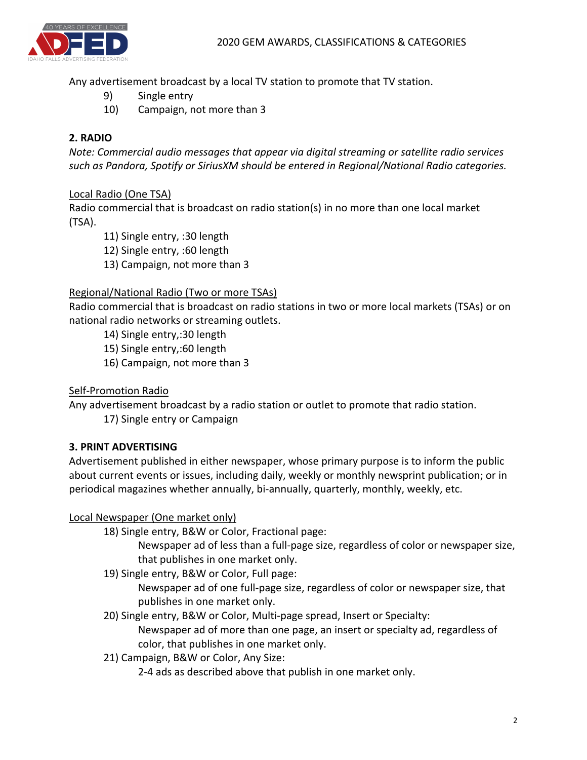Any advertisement broadcast by a local TV station to promote that TV station.

9) Single entry
10) Campaign, not more than 3

**2. RADIO**

*Note: Commercial audio messages that appear via digital streaming or satellite radio services such as Pandora, Spotify or SiriusXM should be entered in Regional/National Radio categories.*

<u>Local Radio (One TSA)</u>

Radio commercial that is broadcast on radio station(s) in no more than one local market (TSA).

11) Single entry, :30 length
12) Single entry, :60 length
13) Campaign, not more than 3

<u>Regional/National Radio (Two or more TSAs)</u>

Radio commercial that is broadcast on radio stations in two or more local markets (TSAs) or on national radio networks or streaming outlets.

14) Single entry,:30 length
15) Single entry,:60 length
16) Campaign, not more than 3

<u>Self-Promotion Radio</u>

Any advertisement broadcast by a radio station or outlet to promote that radio station.

17) Single entry or Campaign

**3. PRINT ADVERTISING**

Advertisement published in either newspaper, whose primary purpose is to inform the public about current events or issues, including daily, weekly or monthly newsprint publication; or in periodical magazines whether annually, bi-annually, quarterly, monthly, weekly, etc.

<u>Local Newspaper (One market only)</u>

18) Single entry, B&W or Color, Fractional page:
    Newspaper ad of less than a full-page size, regardless of color or newspaper size, that publishes in one market only.
19) Single entry, B&W or Color, Full page:
    Newspaper ad of one full-page size, regardless of color or newspaper size, that publishes in one market only.
20) Single entry, B&W or Color, Multi-page spread, Insert or Specialty:
    Newspaper ad of more than one page, an insert or specialty ad, regardless of color, that publishes in one market only.
21) Campaign, B&W or Color, Any Size:
    2-4 ads as described above that publish in one market only.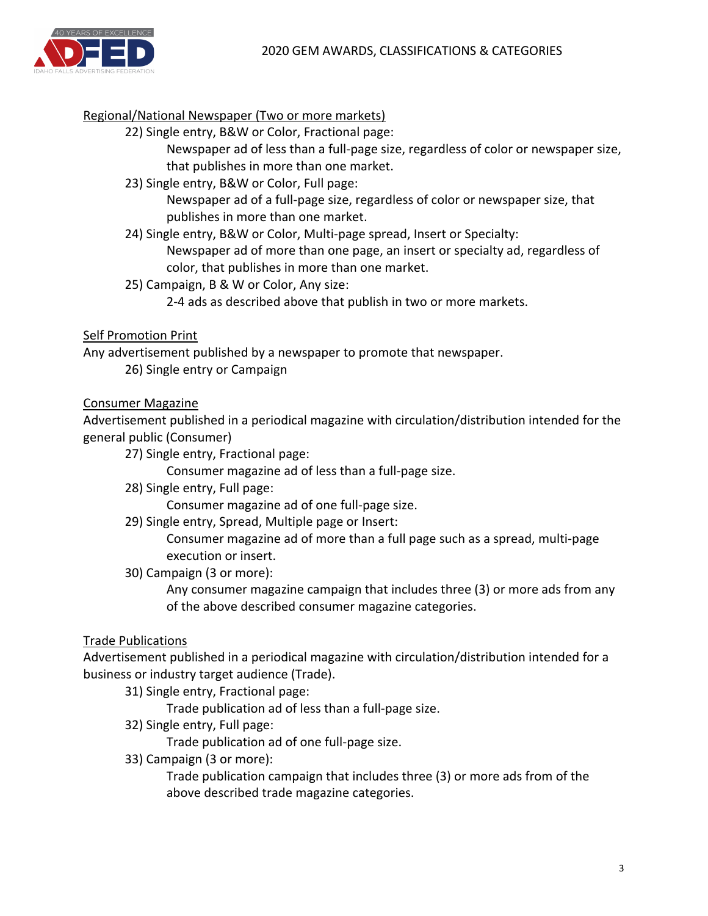Regional/National Newspaper (Two or more markets)

22) Single entry, B&W or Color, Fractional page:
    Newspaper ad of less than a full-page size, regardless of color or newspaper size, that publishes in more than one market.

23) Single entry, B&W or Color, Full page:
    Newspaper ad of a full-page size, regardless of color or newspaper size, that publishes in more than one market.

24) Single entry, B&W or Color, Multi-page spread, Insert or Specialty:
    Newspaper ad of more than one page, an insert or specialty ad, regardless of color, that publishes in more than one market.

25) Campaign, B & W or Color, Any size:
    2-4 ads as described above that publish in two or more markets.

Self Promotion Print

Any advertisement published by a newspaper to promote that newspaper.

26) Single entry or Campaign

Consumer Magazine

Advertisement published in a periodical magazine with circulation/distribution intended for the general public (Consumer)

27) Single entry, Fractional page:
    Consumer magazine ad of less than a full-page size.

28) Single entry, Full page:
    Consumer magazine ad of one full-page size.

29) Single entry, Spread, Multiple page or Insert:
    Consumer magazine ad of more than a full page such as a spread, multi-page execution or insert.

30) Campaign (3 or more):
    Any consumer magazine campaign that includes three (3) or more ads from any of the above described consumer magazine categories.

Trade Publications

Advertisement published in a periodical magazine with circulation/distribution intended for a business or industry target audience (Trade).

31) Single entry, Fractional page:
    Trade publication ad of less than a full-page size.

32) Single entry, Full page:
    Trade publication ad of one full-page size.

33) Campaign (3 or more):
    Trade publication campaign that includes three (3) or more ads from of the above described trade magazine categories.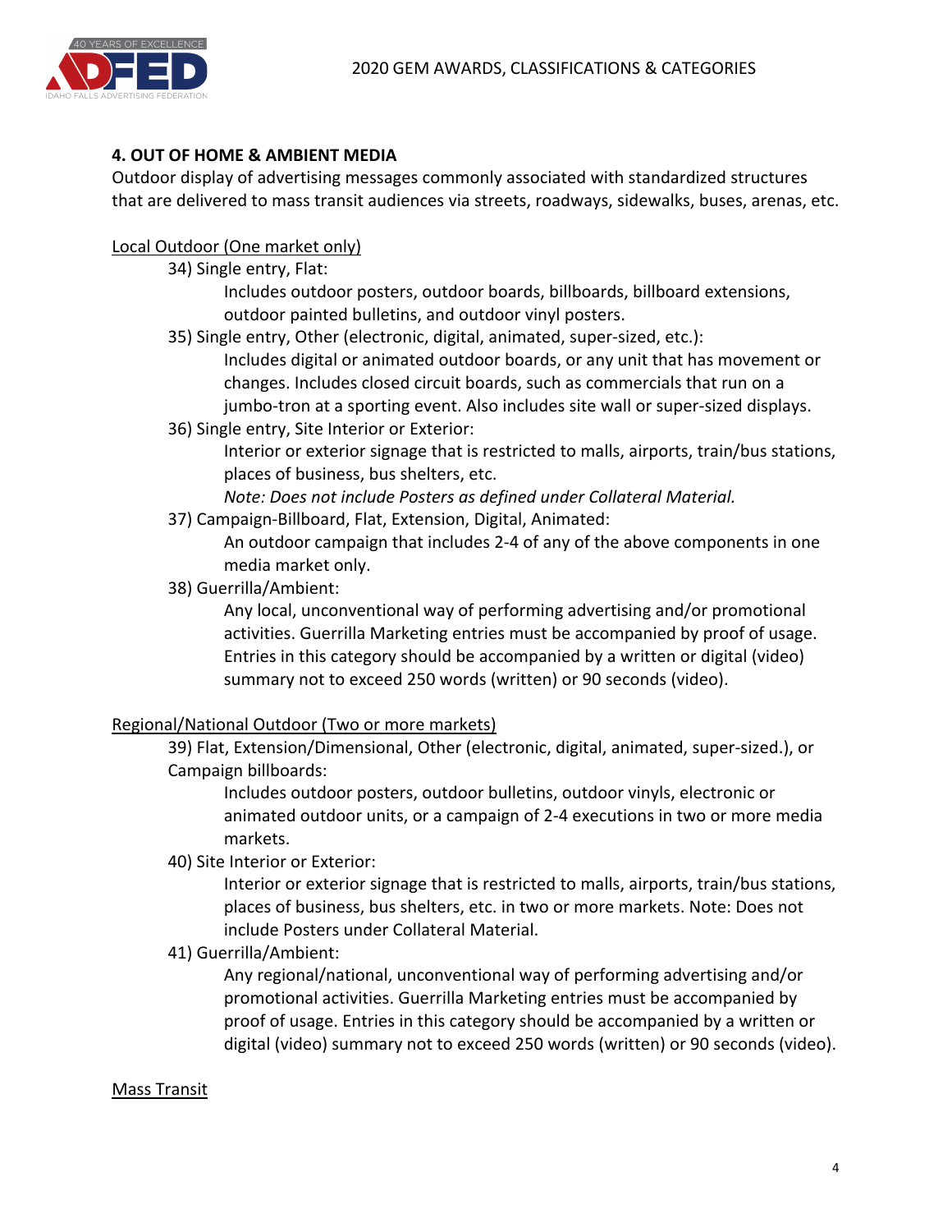## 4. OUT OF HOME & AMBIENT MEDIA

Outdoor display of advertising messages commonly associated with standardized structures that are delivered to mass transit audiences via streets, roadways, sidewalks, buses, arenas, etc.

<u>Local Outdoor (One market only)</u>

34) Single entry, Flat:

Includes outdoor posters, outdoor boards, billboards, billboard extensions, outdoor painted bulletins, and outdoor vinyl posters.

35) Single entry, Other (electronic, digital, animated, super-sized, etc.):

Includes digital or animated outdoor boards, or any unit that has movement or changes. Includes closed circuit boards, such as commercials that run on a jumbo-tron at a sporting event. Also includes site wall or super-sized displays.

36) Single entry, Site Interior or Exterior:

Interior or exterior signage that is restricted to malls, airports, train/bus stations, places of business, bus shelters, etc.

*Note: Does not include Posters as defined under Collateral Material.*

37) Campaign-Billboard, Flat, Extension, Digital, Animated:

An outdoor campaign that includes 2-4 of any of the above components in one media market only.

38) Guerrilla/Ambient:

Any local, unconventional way of performing advertising and/or promotional activities. Guerrilla Marketing entries must be accompanied by proof of usage. Entries in this category should be accompanied by a written or digital (video) summary not to exceed 250 words (written) or 90 seconds (video).

<u>Regional/National Outdoor (Two or more markets)</u>

39) Flat, Extension/Dimensional, Other (electronic, digital, animated, super-sized.), or Campaign billboards:

Includes outdoor posters, outdoor bulletins, outdoor vinyls, electronic or animated outdoor units, or a campaign of 2-4 executions in two or more media markets.

40) Site Interior or Exterior:

Interior or exterior signage that is restricted to malls, airports, train/bus stations, places of business, bus shelters, etc. in two or more markets. Note: Does not include Posters under Collateral Material.

41) Guerrilla/Ambient:

Any regional/national, unconventional way of performing advertising and/or promotional activities. Guerrilla Marketing entries must be accompanied by proof of usage. Entries in this category should be accompanied by a written or digital (video) summary not to exceed 250 words (written) or 90 seconds (video).

<u>Mass Transit</u>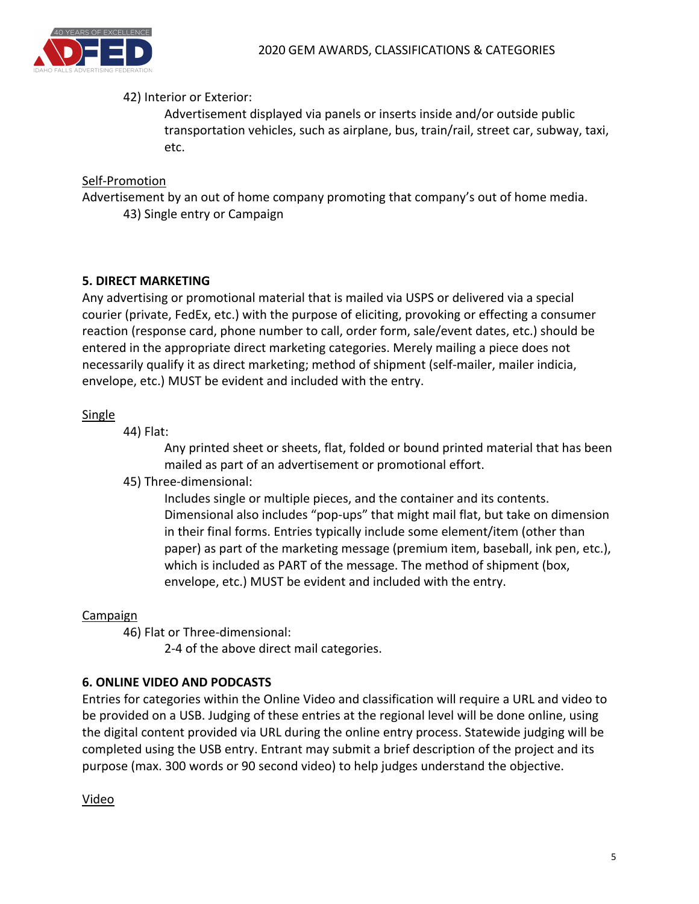42) Interior or Exterior:

Advertisement displayed via panels or inserts inside and/or outside public transportation vehicles, such as airplane, bus, train/rail, street car, subway, taxi, etc.

Self-Promotion

Advertisement by an out of home company promoting that company's out of home media.

43) Single entry or Campaign

**5. DIRECT MARKETING**

Any advertising or promotional material that is mailed via USPS or delivered via a special courier (private, FedEx, etc.) with the purpose of eliciting, provoking or effecting a consumer reaction (response card, phone number to call, order form, sale/event dates, etc.) should be entered in the appropriate direct marketing categories. Merely mailing a piece does not necessarily qualify it as direct marketing; method of shipment (self-mailer, mailer indicia, envelope, etc.) MUST be evident and included with the entry.

Single

44) Flat:

Any printed sheet or sheets, flat, folded or bound printed material that has been mailed as part of an advertisement or promotional effort.

45) Three-dimensional:

Includes single or multiple pieces, and the container and its contents. Dimensional also includes "pop-ups" that might mail flat, but take on dimension in their final forms. Entries typically include some element/item (other than paper) as part of the marketing message (premium item, baseball, ink pen, etc.), which is included as PART of the message. The method of shipment (box, envelope, etc.) MUST be evident and included with the entry.

Campaign

46) Flat or Three-dimensional:

2-4 of the above direct mail categories.

**6. ONLINE VIDEO AND PODCASTS**

Entries for categories within the Online Video and classification will require a URL and video to be provided on a USB. Judging of these entries at the regional level will be done online, using the digital content provided via URL during the online entry process. Statewide judging will be completed using the USB entry. Entrant may submit a brief description of the project and its purpose (max. 300 words or 90 second video) to help judges understand the objective.

Video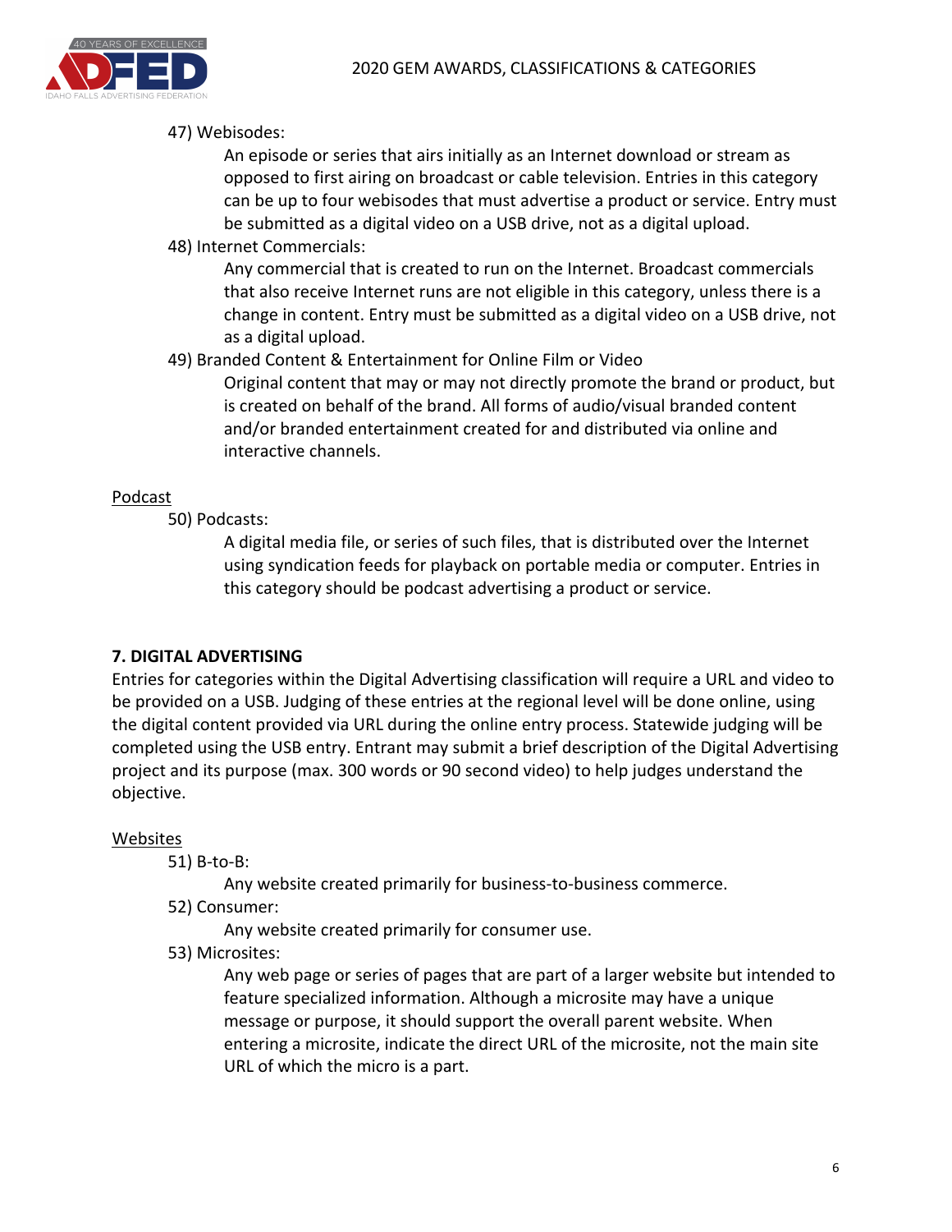47) Webisodes:

An episode or series that airs initially as an Internet download or stream as opposed to first airing on broadcast or cable television. Entries in this category can be up to four webisodes that must advertise a product or service. Entry must be submitted as a digital video on a USB drive, not as a digital upload.

48) Internet Commercials:

Any commercial that is created to run on the Internet. Broadcast commercials that also receive Internet runs are not eligible in this category, unless there is a change in content. Entry must be submitted as a digital video on a USB drive, not as a digital upload.

49) Branded Content & Entertainment for Online Film or Video

Original content that may or may not directly promote the brand or product, but is created on behalf of the brand. All forms of audio/visual branded content and/or branded entertainment created for and distributed via online and interactive channels.

<u>Podcast</u>

50) Podcasts:

A digital media file, or series of such files, that is distributed over the Internet using syndication feeds for playback on portable media or computer. Entries in this category should be podcast advertising a product or service.

## 7. DIGITAL ADVERTISING

Entries for categories within the Digital Advertising classification will require a URL and video to be provided on a USB. Judging of these entries at the regional level will be done online, using the digital content provided via URL during the online entry process. Statewide judging will be completed using the USB entry. Entrant may submit a brief description of the Digital Advertising project and its purpose (max. 300 words or 90 second video) to help judges understand the objective.

<u>Websites</u>

51) B-to-B:

Any website created primarily for business-to-business commerce.

52) Consumer:

Any website created primarily for consumer use.

53) Microsites:

Any web page or series of pages that are part of a larger website but intended to feature specialized information. Although a microsite may have a unique message or purpose, it should support the overall parent website. When entering a microsite, indicate the direct URL of the microsite, not the main site URL of which the micro is a part.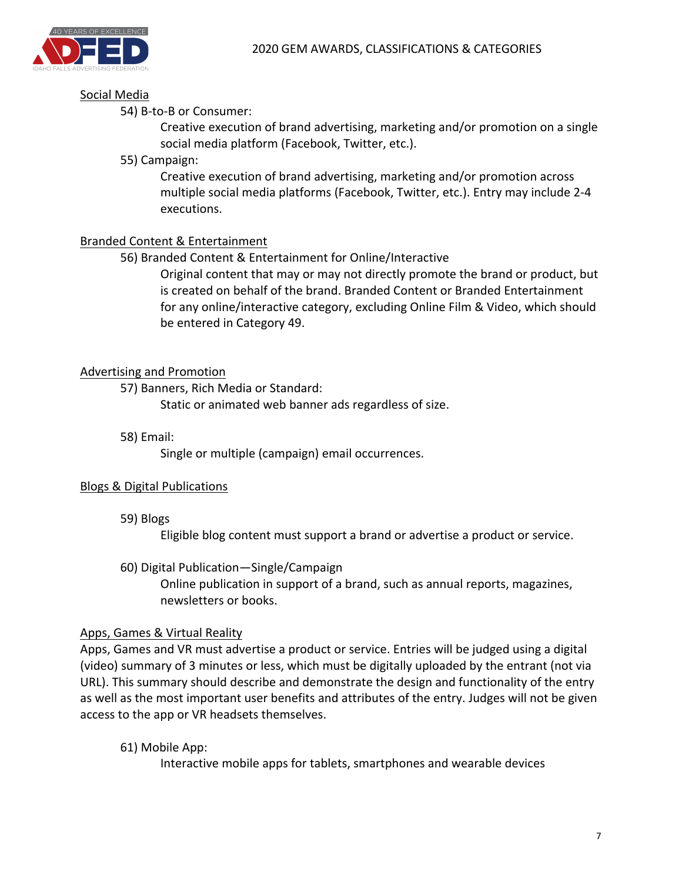Social Media

54) B-to-B or Consumer:

Creative execution of brand advertising, marketing and/or promotion on a single social media platform (Facebook, Twitter, etc.).

55) Campaign:

Creative execution of brand advertising, marketing and/or promotion across multiple social media platforms (Facebook, Twitter, etc.). Entry may include 2-4 executions.

Branded Content & Entertainment

56) Branded Content & Entertainment for Online/Interactive

Original content that may or may not directly promote the brand or product, but is created on behalf of the brand. Branded Content or Branded Entertainment for any online/interactive category, excluding Online Film & Video, which should be entered in Category 49.

Advertising and Promotion

57) Banners, Rich Media or Standard:

Static or animated web banner ads regardless of size.

58) Email:

Single or multiple (campaign) email occurrences.

Blogs & Digital Publications

59) Blogs

Eligible blog content must support a brand or advertise a product or service.

60) Digital Publication—Single/Campaign

Online publication in support of a brand, such as annual reports, magazines, newsletters or books.

Apps, Games & Virtual Reality

Apps, Games and VR must advertise a product or service. Entries will be judged using a digital (video) summary of 3 minutes or less, which must be digitally uploaded by the entrant (not via URL). This summary should describe and demonstrate the design and functionality of the entry as well as the most important user benefits and attributes of the entry. Judges will not be given access to the app or VR headsets themselves.

61) Mobile App:

Interactive mobile apps for tablets, smartphones and wearable devices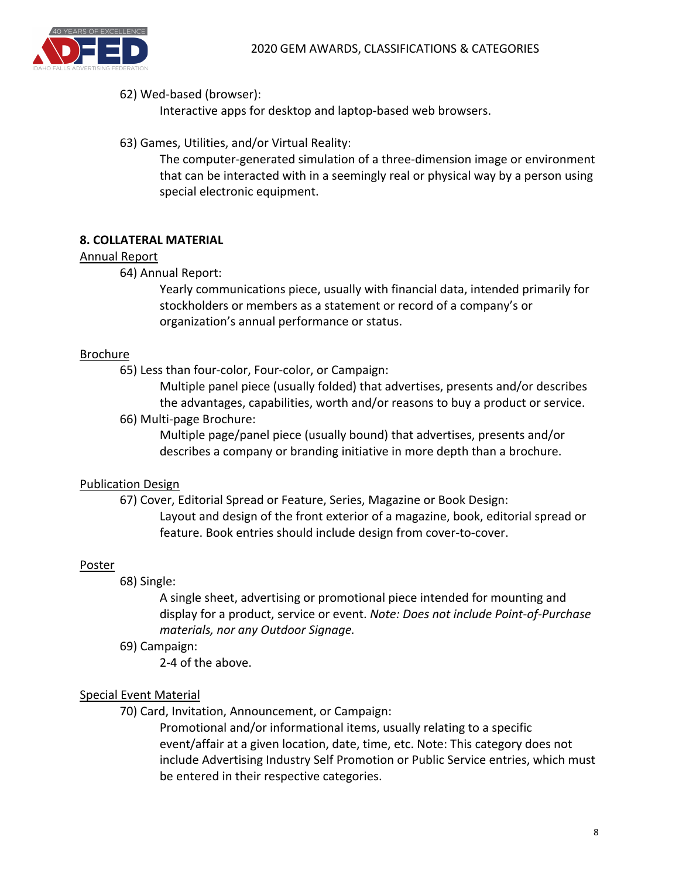62) Wed-based (browser):

Interactive apps for desktop and laptop-based web browsers.

63) Games, Utilities, and/or Virtual Reality:

The computer-generated simulation of a three-dimension image or environment that can be interacted with in a seemingly real or physical way by a person using special electronic equipment.

## 8. COLLATERAL MATERIAL

<u>Annual Report</u>

64) Annual Report:

Yearly communications piece, usually with financial data, intended primarily for stockholders or members as a statement or record of a company's or organization's annual performance or status.

<u>Brochure</u>

65) Less than four-color, Four-color, or Campaign:

Multiple panel piece (usually folded) that advertises, presents and/or describes the advantages, capabilities, worth and/or reasons to buy a product or service.

66) Multi-page Brochure:

Multiple page/panel piece (usually bound) that advertises, presents and/or describes a company or branding initiative in more depth than a brochure.

<u>Publication Design</u>

67) Cover, Editorial Spread or Feature, Series, Magazine or Book Design:

Layout and design of the front exterior of a magazine, book, editorial spread or feature. Book entries should include design from cover-to-cover.

<u>Poster</u>

68) Single:

A single sheet, advertising or promotional piece intended for mounting and display for a product, service or event. *Note: Does not include Point-of-Purchase materials, nor any Outdoor Signage.*

69) Campaign:

2-4 of the above.

<u>Special Event Material</u>

70) Card, Invitation, Announcement, or Campaign:

Promotional and/or informational items, usually relating to a specific event/affair at a given location, date, time, etc. Note: This category does not include Advertising Industry Self Promotion or Public Service entries, which must be entered in their respective categories.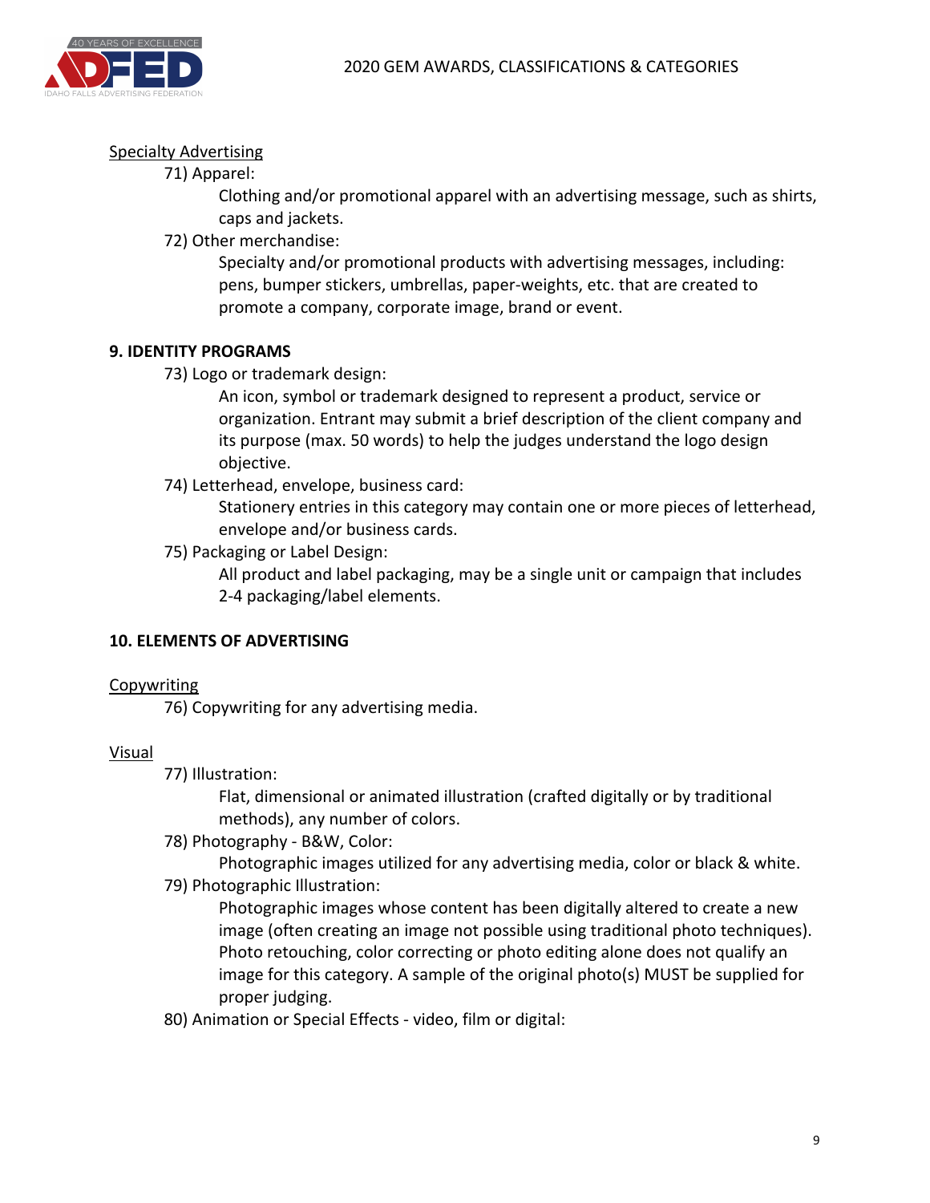Specialty Advertising

71) Apparel:

Clothing and/or promotional apparel with an advertising message, such as shirts, caps and jackets.

72) Other merchandise:

Specialty and/or promotional products with advertising messages, including: pens, bumper stickers, umbrellas, paper-weights, etc. that are created to promote a company, corporate image, brand or event.

## 9. IDENTITY PROGRAMS

73) Logo or trademark design:

An icon, symbol or trademark designed to represent a product, service or organization. Entrant may submit a brief description of the client company and its purpose (max. 50 words) to help the judges understand the logo design objective.

74) Letterhead, envelope, business card:

Stationery entries in this category may contain one or more pieces of letterhead, envelope and/or business cards.

75) Packaging or Label Design:

All product and label packaging, may be a single unit or campaign that includes 2-4 packaging/label elements.

## 10. ELEMENTS OF ADVERTISING

Copywriting

76) Copywriting for any advertising media.

Visual

77) Illustration:

Flat, dimensional or animated illustration (crafted digitally or by traditional methods), any number of colors.

78) Photography - B&W, Color:

Photographic images utilized for any advertising media, color or black & white.

79) Photographic Illustration:

Photographic images whose content has been digitally altered to create a new image (often creating an image not possible using traditional photo techniques). Photo retouching, color correcting or photo editing alone does not qualify an image for this category. A sample of the original photo(s) MUST be supplied for proper judging.

80) Animation or Special Effects - video, film or digital: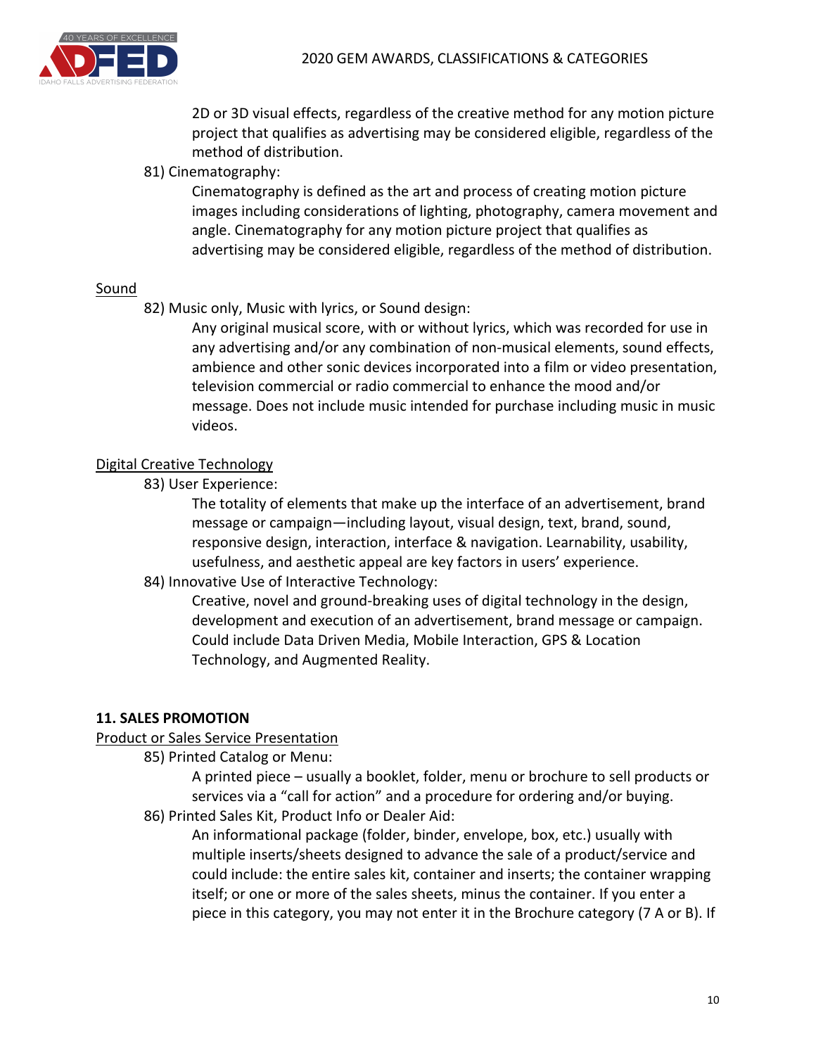2D or 3D visual effects, regardless of the creative method for any motion picture project that qualifies as advertising may be considered eligible, regardless of the method of distribution.

81) Cinematography:

Cinematography is defined as the art and process of creating motion picture images including considerations of lighting, photography, camera movement and angle. Cinematography for any motion picture project that qualifies as advertising may be considered eligible, regardless of the method of distribution.

Sound

82) Music only, Music with lyrics, or Sound design:

Any original musical score, with or without lyrics, which was recorded for use in any advertising and/or any combination of non-musical elements, sound effects, ambience and other sonic devices incorporated into a film or video presentation, television commercial or radio commercial to enhance the mood and/or message. Does not include music intended for purchase including music in music videos.

Digital Creative Technology

83) User Experience:

The totality of elements that make up the interface of an advertisement, brand message or campaign—including layout, visual design, text, brand, sound, responsive design, interaction, interface & navigation. Learnability, usability, usefulness, and aesthetic appeal are key factors in users' experience.

84) Innovative Use of Interactive Technology:

Creative, novel and ground-breaking uses of digital technology in the design, development and execution of an advertisement, brand message or campaign. Could include Data Driven Media, Mobile Interaction, GPS & Location Technology, and Augmented Reality.

**11. SALES PROMOTION**

Product or Sales Service Presentation

85) Printed Catalog or Menu:

A printed piece – usually a booklet, folder, menu or brochure to sell products or services via a "call for action" and a procedure for ordering and/or buying.

86) Printed Sales Kit, Product Info or Dealer Aid:

An informational package (folder, binder, envelope, box, etc.) usually with multiple inserts/sheets designed to advance the sale of a product/service and could include: the entire sales kit, container and inserts; the container wrapping itself; or one or more of the sales sheets, minus the container. If you enter a piece in this category, you may not enter it in the Brochure category (7 A or B). If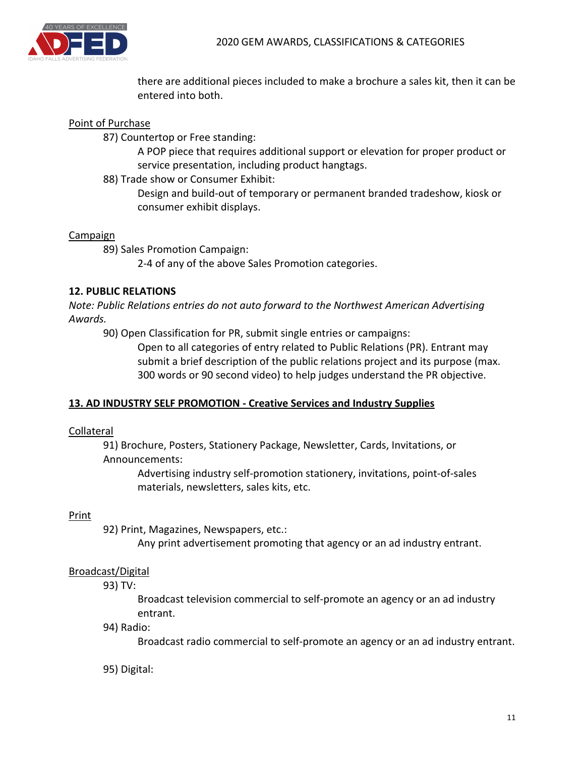there are additional pieces included to make a brochure a sales kit, then it can be entered into both.

Point of Purchase

87) Countertop or Free standing:

A POP piece that requires additional support or elevation for proper product or service presentation, including product hangtags.

88) Trade show or Consumer Exhibit:

Design and build-out of temporary or permanent branded tradeshow, kiosk or consumer exhibit displays.

Campaign

89) Sales Promotion Campaign:

2-4 of any of the above Sales Promotion categories.

**12. PUBLIC RELATIONS**

*Note: Public Relations entries do not auto forward to the Northwest American Advertising Awards.*

90) Open Classification for PR, submit single entries or campaigns:

Open to all categories of entry related to Public Relations (PR). Entrant may submit a brief description of the public relations project and its purpose (max. 300 words or 90 second video) to help judges understand the PR objective.

**13. AD INDUSTRY SELF PROMOTION - Creative Services and Industry Supplies**

Collateral

91) Brochure, Posters, Stationery Package, Newsletter, Cards, Invitations, or Announcements:

Advertising industry self-promotion stationery, invitations, point-of-sales materials, newsletters, sales kits, etc.

Print

92) Print, Magazines, Newspapers, etc.:

Any print advertisement promoting that agency or an ad industry entrant.

Broadcast/Digital

93) TV:

Broadcast television commercial to self-promote an agency or an ad industry entrant.

94) Radio:

Broadcast radio commercial to self-promote an agency or an ad industry entrant.

95) Digital: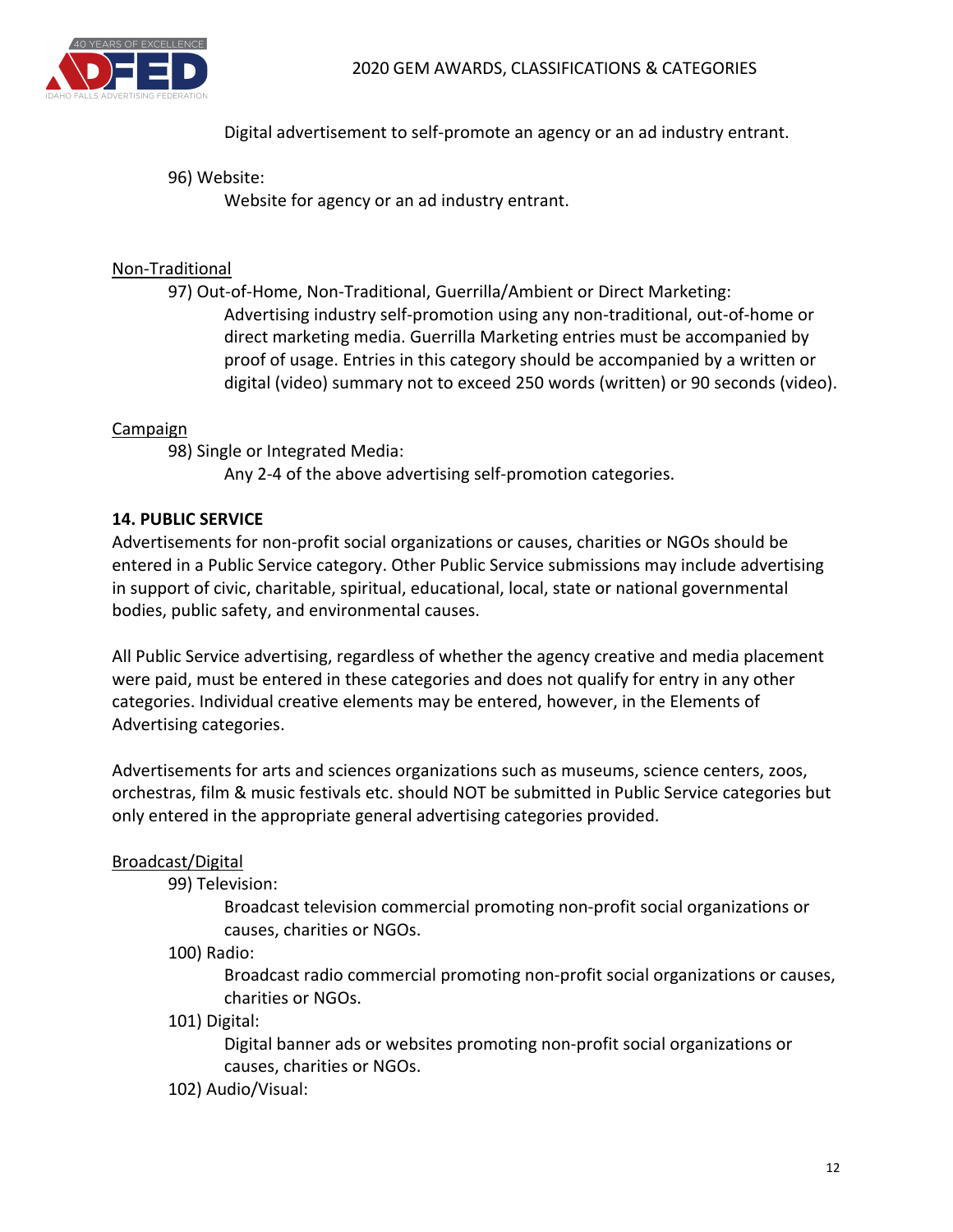Digital advertisement to self-promote an agency or an ad industry entrant.

96) Website:

Website for agency or an ad industry entrant.

Non-Traditional

97) Out-of-Home, Non-Traditional, Guerrilla/Ambient or Direct Marketing:

Advertising industry self-promotion using any non-traditional, out-of-home or direct marketing media. Guerrilla Marketing entries must be accompanied by proof of usage. Entries in this category should be accompanied by a written or digital (video) summary not to exceed 250 words (written) or 90 seconds (video).

Campaign

98) Single or Integrated Media:

Any 2-4 of the above advertising self-promotion categories.

**14. PUBLIC SERVICE**

Advertisements for non-profit social organizations or causes, charities or NGOs should be entered in a Public Service category. Other Public Service submissions may include advertising in support of civic, charitable, spiritual, educational, local, state or national governmental bodies, public safety, and environmental causes.

All Public Service advertising, regardless of whether the agency creative and media placement were paid, must be entered in these categories and does not qualify for entry in any other categories. Individual creative elements may be entered, however, in the Elements of Advertising categories.

Advertisements for arts and sciences organizations such as museums, science centers, zoos, orchestras, film & music festivals etc. should NOT be submitted in Public Service categories but only entered in the appropriate general advertising categories provided.

Broadcast/Digital

99) Television:

Broadcast television commercial promoting non-profit social organizations or causes, charities or NGOs.

100) Radio:

Broadcast radio commercial promoting non-profit social organizations or causes, charities or NGOs.

101) Digital:

Digital banner ads or websites promoting non-profit social organizations or causes, charities or NGOs.

102) Audio/Visual: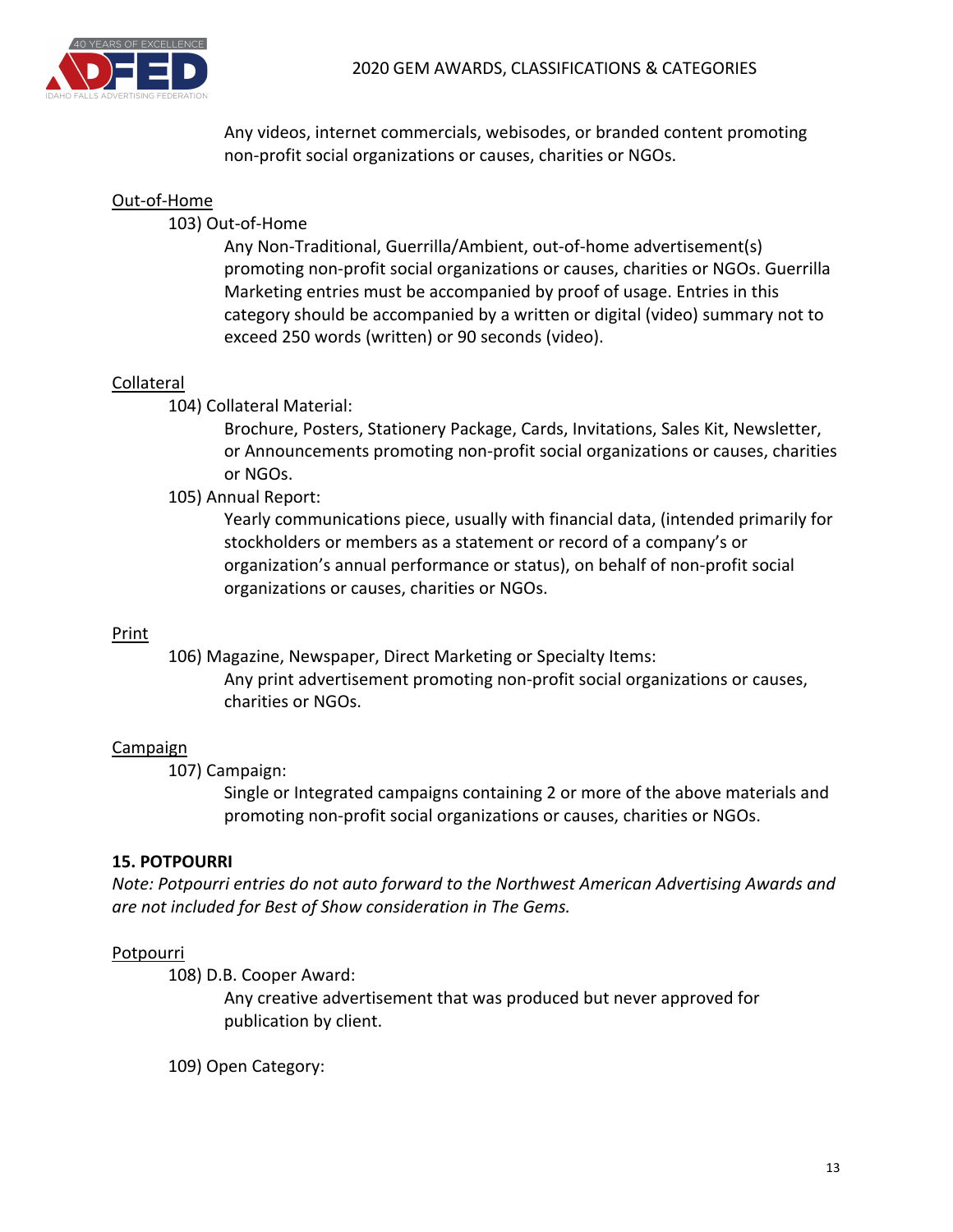Any videos, internet commercials, webisodes, or branded content promoting non-profit social organizations or causes, charities or NGOs.

Out-of-Home

103) Out-of-Home

Any Non-Traditional, Guerrilla/Ambient, out-of-home advertisement(s) promoting non-profit social organizations or causes, charities or NGOs. Guerrilla Marketing entries must be accompanied by proof of usage. Entries in this category should be accompanied by a written or digital (video) summary not to exceed 250 words (written) or 90 seconds (video).

Collateral

104) Collateral Material:

Brochure, Posters, Stationery Package, Cards, Invitations, Sales Kit, Newsletter, or Announcements promoting non-profit social organizations or causes, charities or NGOs.

105) Annual Report:

Yearly communications piece, usually with financial data, (intended primarily for stockholders or members as a statement or record of a company's or organization's annual performance or status), on behalf of non-profit social organizations or causes, charities or NGOs.

Print

106) Magazine, Newspaper, Direct Marketing or Specialty Items:

Any print advertisement promoting non-profit social organizations or causes, charities or NGOs.

Campaign

107) Campaign:

Single or Integrated campaigns containing 2 or more of the above materials and promoting non-profit social organizations or causes, charities or NGOs.

## 15. POTPOURRI

*Note: Potpourri entries do not auto forward to the Northwest American Advertising Awards and are not included for Best of Show consideration in The Gems.*

Potpourri

108) D.B. Cooper Award:

Any creative advertisement that was produced but never approved for publication by client.

109) Open Category: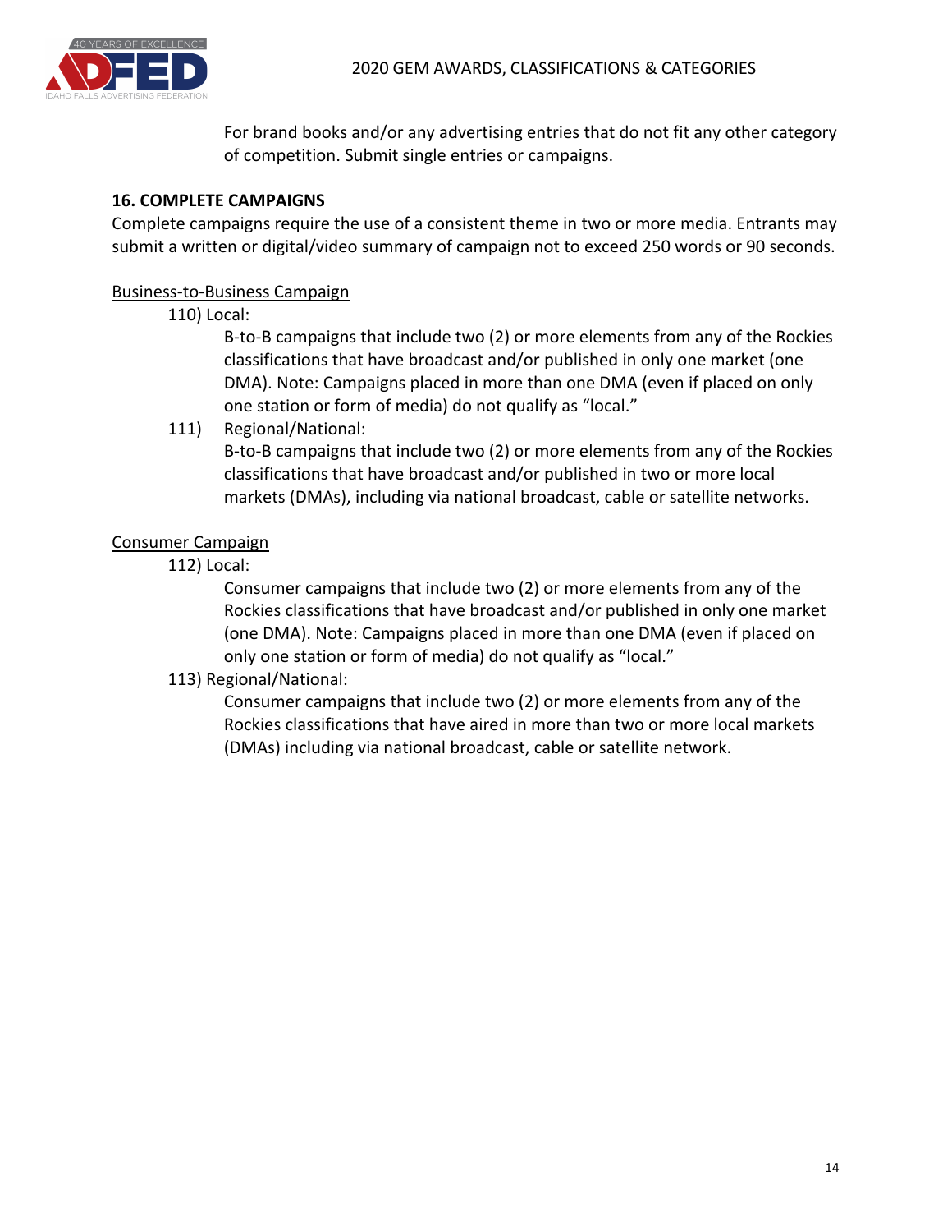For brand books and/or any advertising entries that do not fit any other category of competition. Submit single entries or campaigns.

### 16. COMPLETE CAMPAIGNS

Complete campaigns require the use of a consistent theme in two or more media. Entrants may submit a written or digital/video summary of campaign not to exceed 250 words or 90 seconds.

Business-to-Business Campaign

110) Local:

B-to-B campaigns that include two (2) or more elements from any of the Rockies classifications that have broadcast and/or published in only one market (one DMA). Note: Campaigns placed in more than one DMA (even if placed on only one station or form of media) do not qualify as "local."

111) Regional/National:

B-to-B campaigns that include two (2) or more elements from any of the Rockies classifications that have broadcast and/or published in two or more local markets (DMAs), including via national broadcast, cable or satellite networks.

Consumer Campaign

112) Local:

Consumer campaigns that include two (2) or more elements from any of the Rockies classifications that have broadcast and/or published in only one market (one DMA). Note: Campaigns placed in more than one DMA (even if placed on only one station or form of media) do not qualify as "local."

113) Regional/National:

Consumer campaigns that include two (2) or more elements from any of the Rockies classifications that have aired in more than two or more local markets (DMAs) including via national broadcast, cable or satellite network.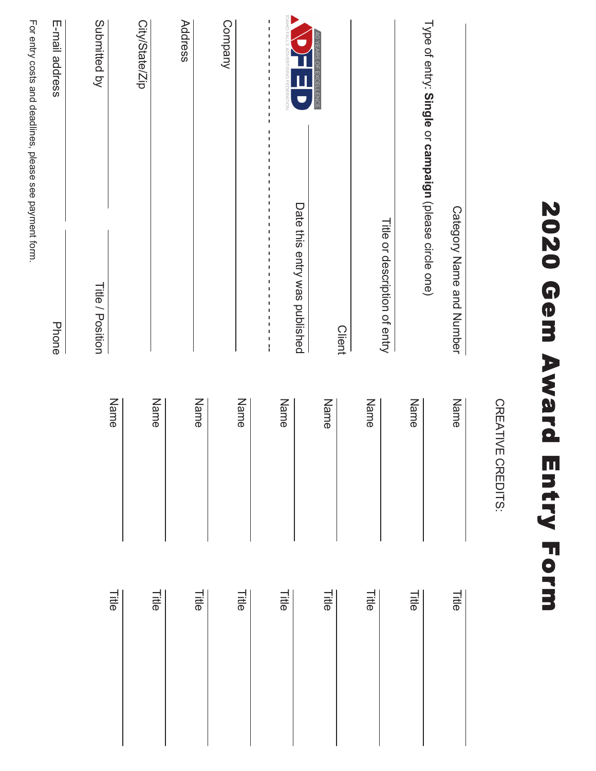# 2020 Gem Award Entry Form

Category Name and Number

Type of entry: **Single** or **campaign** (please circle one)

Title or description of entry

Client

Date this entry was published

ADFED — 40 YEARS OF EXCELLENCE — IDAHO FALLS ADVERTISING FEDERATION

Company

Address

City/State/Zip

Submitted by — Title / Position

E-mail address — Phone

For entry costs and deadlines, please see payment form.

CREATIVE CREDITS:

| Name | Title |
|---|---|
| Name | Title |
| Name | Title |
| Name | Title |
| Name | Title |
| Name | Title |
| Name | Title |
| Name | Title |
| Name | Title |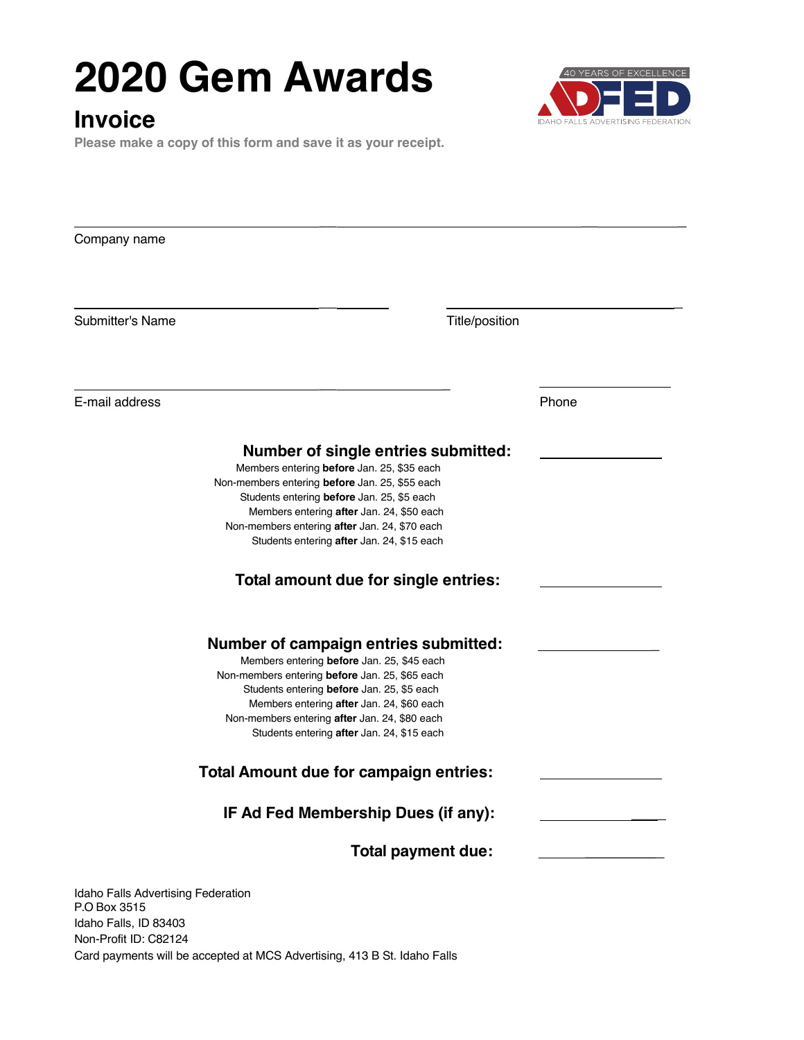# 2020 Gem Awards

## Invoice

**Please make a copy of this form and save it as your receipt.**

40 YEARS OF EXCELLENCE
ADFED
IDAHO FALLS ADVERTISING FEDERATION

Company name

Submitter's Name

Title/position

E-mail address

Phone

**Number of single entries submitted:** \_\_\_\_\_\_\_\_\_\_

Members entering **before** Jan. 25, $35 each
Non-members entering **before** Jan. 25, $55 each
Students entering **before** Jan. 25, $5 each
Members entering **after** Jan. 24, $50 each
Non-members entering **after** Jan. 24, $70 each
Students entering **after** Jan. 24, $15 each

**Total amount due for single entries:** \_\_\_\_\_\_\_\_\_\_

**Number of campaign entries submitted:** \_\_\_\_\_\_\_\_\_\_

Members entering **before** Jan. 25, $45 each
Non-members entering **before** Jan. 25, $65 each
Students entering **before** Jan. 25, $5 each
Members entering **after** Jan. 24, $60 each
Non-members entering **after** Jan. 24, $80 each
Students entering **after** Jan. 24, $15 each

**Total Amount due for campaign entries:** \_\_\_\_\_\_\_\_\_\_

**IF Ad Fed Membership Dues (if any):** \_\_\_\_\_\_\_\_\_\_

**Total payment due:** \_\_\_\_\_\_\_\_\_\_

Idaho Falls Advertising Federation
P.O Box 3515
Idaho Falls, ID 83403
Non-Profit ID: C82124
Card payments will be accepted at MCS Advertising, 413 B St. Idaho Falls